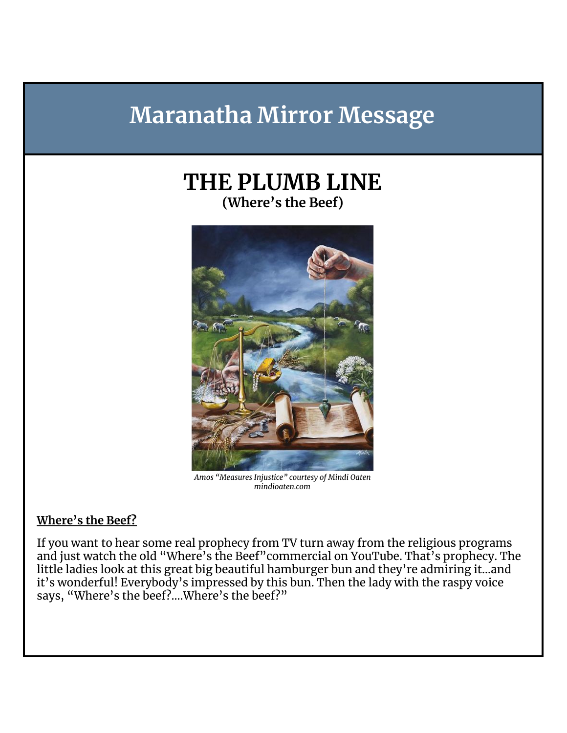# Maranatha Mirror Message

## THE PLUMB LINE

**(Where's the Beef)**

*Amos "Measures Injustice" courtesy of Mindi Oaten*
*mindioaten.com*

**<u>Where's the Beef?</u>**

If you want to hear some real prophecy from TV turn away from the religious programs and just watch the old "Where's the Beef"commercial on YouTube. That's prophecy. The little ladies look at this great big beautiful hamburger bun and they're admiring it...and it's wonderful! Everybody's impressed by this bun. Then the lady with the raspy voice says, "Where's the beef?....Where's the beef?"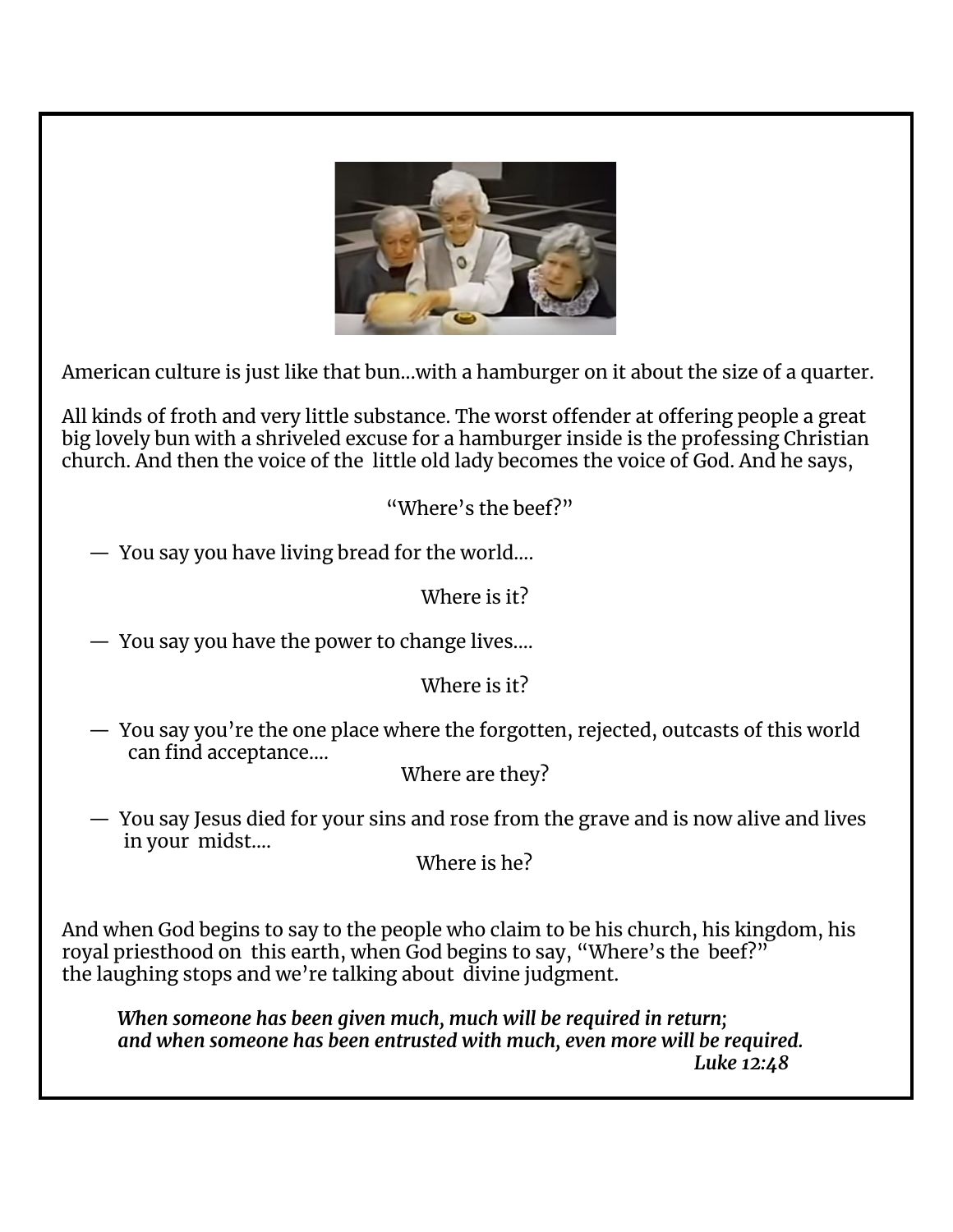American culture is just like that bun…with a hamburger on it about the size of a quarter.

All kinds of froth and very little substance. The worst offender at offering people a great big lovely bun with a shriveled excuse for a hamburger inside is the professing Christian church. And then the voice of the little old lady becomes the voice of God. And he says,

"Where's the beef?"

— You say you have living bread for the world….

Where is it?

— You say you have the power to change lives….

Where is it?

— You say you're the one place where the forgotten, rejected, outcasts of this world can find acceptance….

Where are they?

— You say Jesus died for your sins and rose from the grave and is now alive and lives in your midst….

Where is he?

And when God begins to say to the people who claim to be his church, his kingdom, his royal priesthood on this earth, when God begins to say, "Where's the beef?" the laughing stops and we're talking about divine judgment.

***When someone has been given much, much will be required in return;***
***and when someone has been entrusted with much, even more will be required.***
***Luke 12:48***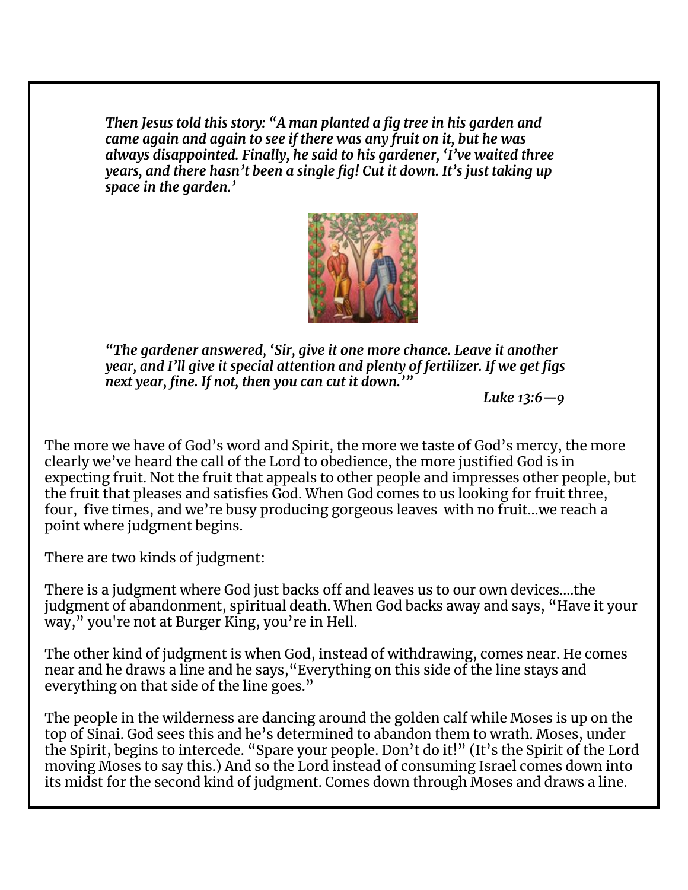*Then Jesus told this story: "A man planted a fig tree in his garden and came again and again to see if there was any fruit on it, but he was always disappointed. Finally, he said to his gardener, 'I've waited three years, and there hasn't been a single fig! Cut it down. It's just taking up space in the garden.'*

*"The gardener answered, 'Sir, give it one more chance. Leave it another year, and I'll give it special attention and plenty of fertilizer. If we get figs next year, fine. If not, then you can cut it down.'"*

***Luke 13:6—9***

The more we have of God's word and Spirit, the more we taste of God's mercy, the more clearly we've heard the call of the Lord to obedience, the more justified God is in expecting fruit. Not the fruit that appeals to other people and impresses other people, but the fruit that pleases and satisfies God. When God comes to us looking for fruit three, four, five times, and we're busy producing gorgeous leaves with no fruit...we reach a point where judgment begins.

There are two kinds of judgment:

There is a judgment where God just backs off and leaves us to our own devices....the judgment of abandonment, spiritual death. When God backs away and says, "Have it your way," you're not at Burger King, you're in Hell.

The other kind of judgment is when God, instead of withdrawing, comes near. He comes near and he draws a line and he says,"Everything on this side of the line stays and everything on that side of the line goes."

The people in the wilderness are dancing around the golden calf while Moses is up on the top of Sinai. God sees this and he's determined to abandon them to wrath. Moses, under the Spirit, begins to intercede. "Spare your people. Don't do it!" (It's the Spirit of the Lord moving Moses to say this.) And so the Lord instead of consuming Israel comes down into its midst for the second kind of judgment. Comes down through Moses and draws a line.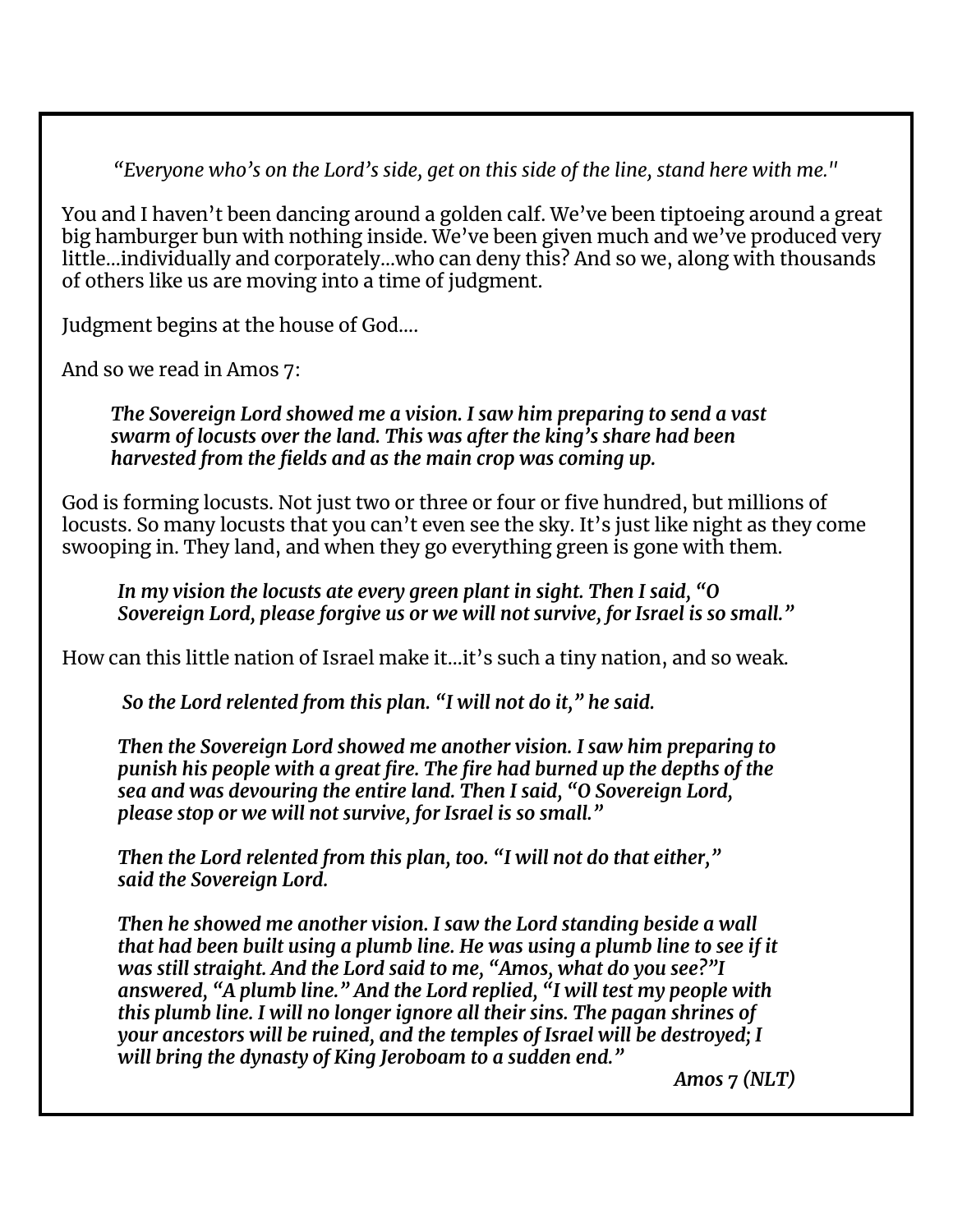*"Everyone who's on the Lord's side, get on this side of the line, stand here with me."*

You and I haven't been dancing around a golden calf. We've been tiptoeing around a great big hamburger bun with nothing inside. We've been given much and we've produced very little...individually and corporately...who can deny this? And so we, along with thousands of others like us are moving into a time of judgment.

Judgment begins at the house of God....

And so we read in Amos 7:

> ***The Sovereign Lord showed me a vision. I saw him preparing to send a vast swarm of locusts over the land. This was after the king's share had been harvested from the fields and as the main crop was coming up.***

God is forming locusts. Not just two or three or four or five hundred, but millions of locusts. So many locusts that you can't even see the sky. It's just like night as they come swooping in. They land, and when they go everything green is gone with them.

> ***In my vision the locusts ate every green plant in sight. Then I said, "O Sovereign Lord, please forgive us or we will not survive, for Israel is so small."***

How can this little nation of Israel make it...it's such a tiny nation, and so weak.

> ***So the Lord relented from this plan. "I will not do it," he said.***
>
> ***Then the Sovereign Lord showed me another vision. I saw him preparing to punish his people with a great fire. The fire had burned up the depths of the sea and was devouring the entire land. Then I said, "O Sovereign Lord, please stop or we will not survive, for Israel is so small."***
>
> ***Then the Lord relented from this plan, too. "I will not do that either," said the Sovereign Lord.***
>
> ***Then he showed me another vision. I saw the Lord standing beside a wall that had been built using a plumb line. He was using a plumb line to see if it was still straight. And the Lord said to me, "Amos, what do you see?"I answered, "A plumb line." And the Lord replied, "I will test my people with this plumb line. I will no longer ignore all their sins. The pagan shrines of your ancestors will be ruined, and the temples of Israel will be destroyed; I will bring the dynasty of King Jeroboam to a sudden end."***
>
> ***Amos 7 (NLT)***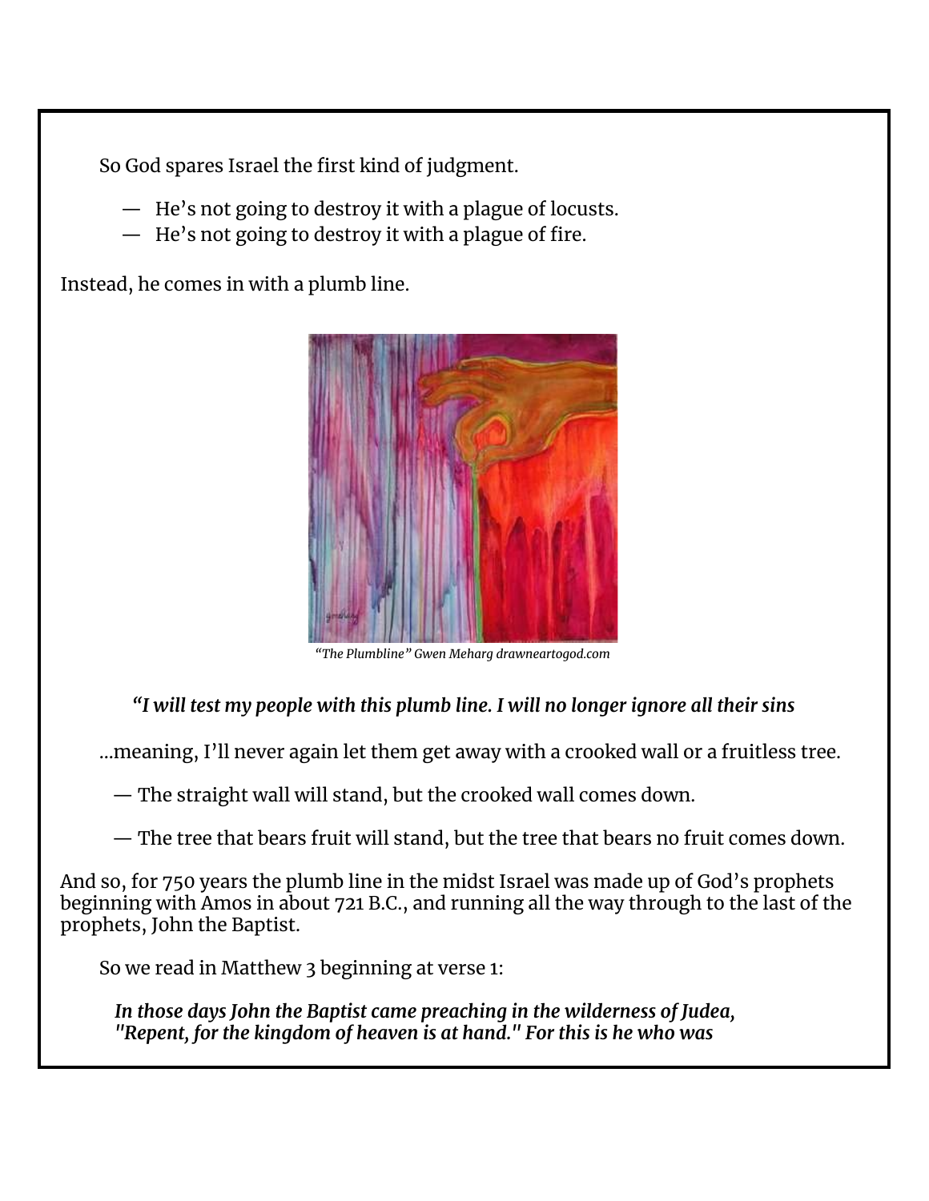So God spares Israel the first kind of judgment.

- He's not going to destroy it with a plague of locusts.
- He's not going to destroy it with a plague of fire.

Instead, he comes in with a plumb line.

*"The Plumbline" Gwen Meharg drawneartogod.com*

***"I will test my people with this plumb line. I will no longer ignore all their sins***

...meaning, I'll never again let them get away with a crooked wall or a fruitless tree.

— The straight wall will stand, but the crooked wall comes down.

— The tree that bears fruit will stand, but the tree that bears no fruit comes down.

And so, for 750 years the plumb line in the midst Israel was made up of God's prophets beginning with Amos in about 721 B.C., and running all the way through to the last of the prophets, John the Baptist.

So we read in Matthew 3 beginning at verse 1:

***In those days John the Baptist came preaching in the wilderness of Judea, "Repent, for the kingdom of heaven is at hand." For this is he who was***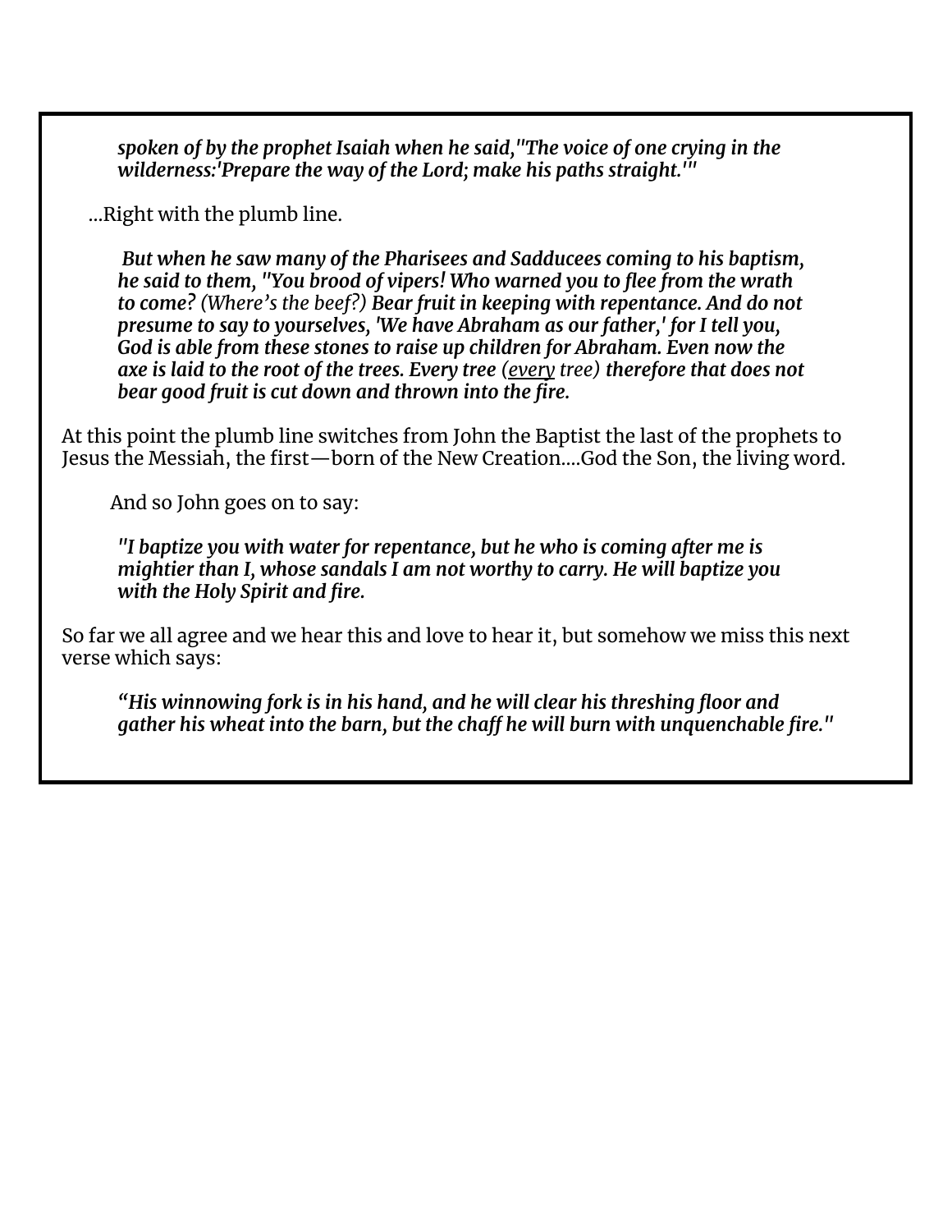> ***spoken of by the prophet Isaiah when he said,"The voice of one crying in the wilderness:'Prepare the way of the Lord; make his paths straight.'"***

...Right with the plumb line.

> ***But when he saw many of the Pharisees and Sadducees coming to his baptism, he said to them, "You brood of vipers! Who warned you to flee from the wrath to come?*** *(Where's the beef?)* ***Bear fruit in keeping with repentance. And do not presume to say to yourselves, 'We have Abraham as our father,' for I tell you, God is able from these stones to raise up children for Abraham. Even now the axe is laid to the root of the trees. Every tree*** *(<u>every</u> tree)* ***therefore that does not bear good fruit is cut down and thrown into the fire.***

At this point the plumb line switches from John the Baptist the last of the prophets to Jesus the Messiah, the first—born of the New Creation....God the Son, the living word.

And so John goes on to say:

> ***"I baptize you with water for repentance, but he who is coming after me is mightier than I, whose sandals I am not worthy to carry. He will baptize you with the Holy Spirit and fire.***

So far we all agree and we hear this and love to hear it, but somehow we miss this next verse which says:

> ***"His winnowing fork is in his hand, and he will clear his threshing floor and gather his wheat into the barn, but the chaff he will burn with unquenchable fire."***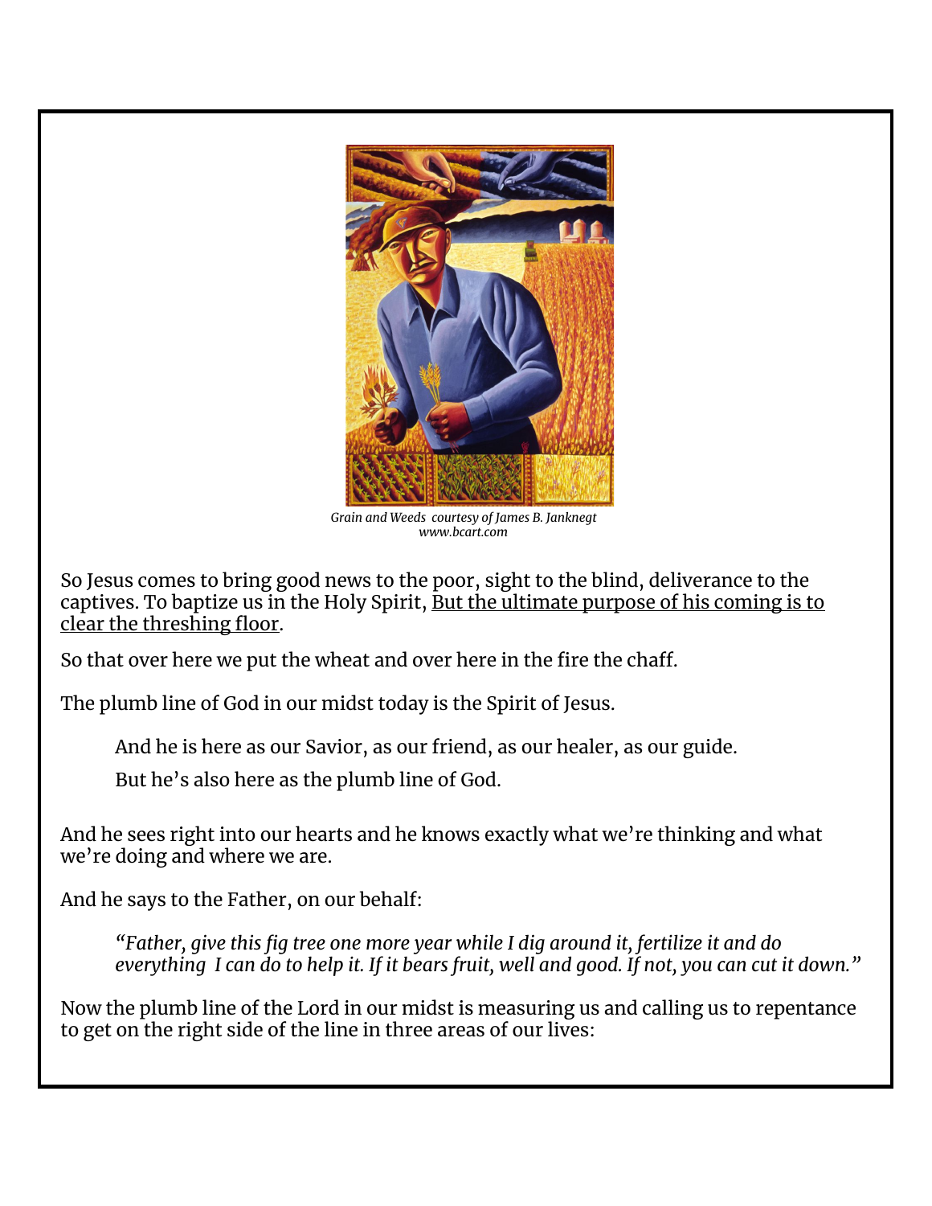*Grain and Weeds courtesy of James B. Janknegt*
*www.bcart.com*

So Jesus comes to bring good news to the poor, sight to the blind, deliverance to the captives. To baptize us in the Holy Spirit, <u>But the ultimate purpose of his coming is to clear the threshing floor</u>.

So that over here we put the wheat and over here in the fire the chaff.

The plumb line of God in our midst today is the Spirit of Jesus.

> And he is here as our Savior, as our friend, as our healer, as our guide.
>
> But he's also here as the plumb line of God.

And he sees right into our hearts and he knows exactly what we're thinking and what we're doing and where we are.

And he says to the Father, on our behalf:

> *"Father, give this fig tree one more year while I dig around it, fertilize it and do everything I can do to help it. If it bears fruit, well and good. If not, you can cut it down."*

Now the plumb line of the Lord in our midst is measuring us and calling us to repentance to get on the right side of the line in three areas of our lives: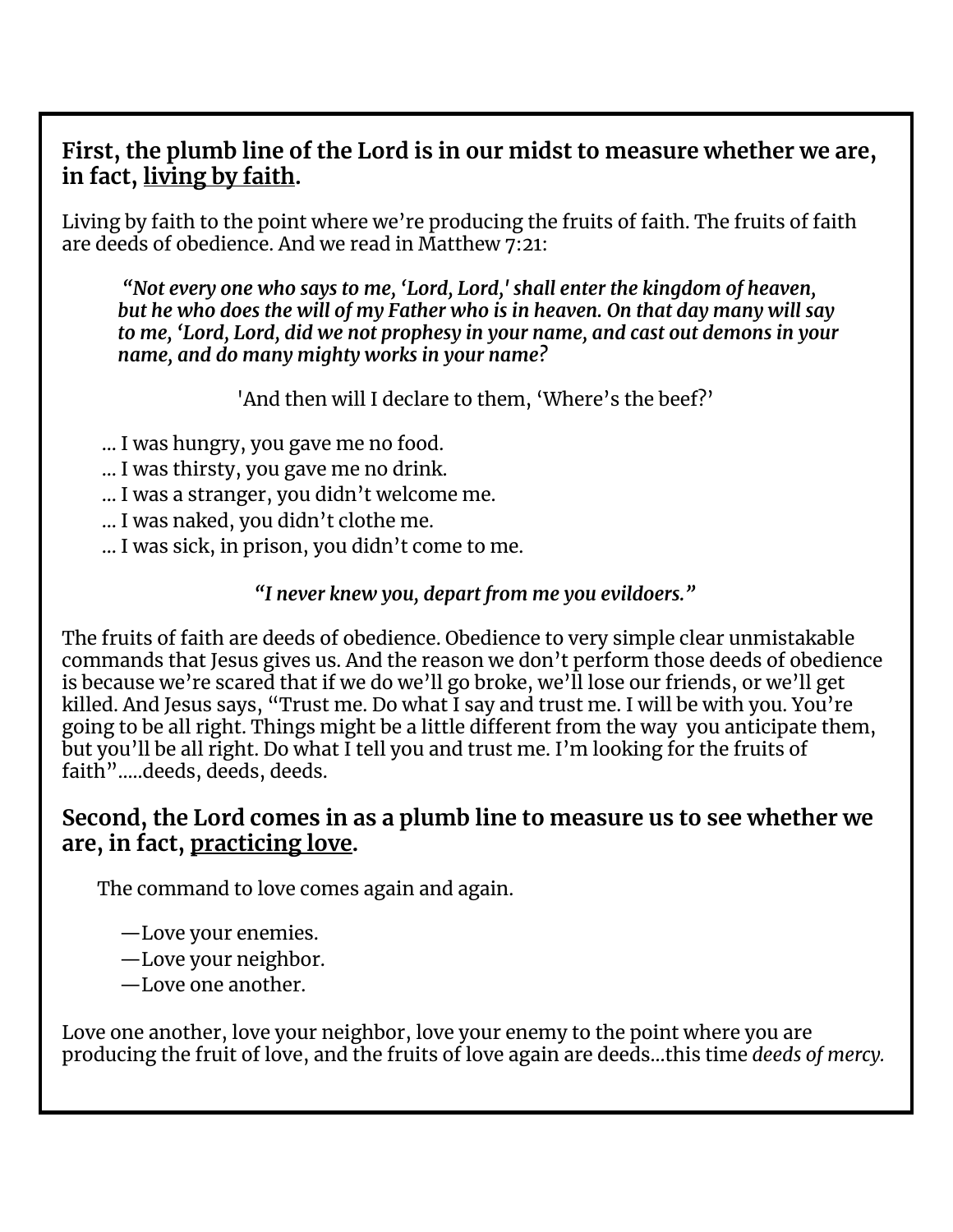**First, the plumb line of the Lord is in our midst to measure whether we are, in fact, living by faith.**

Living by faith to the point where we're producing the fruits of faith. The fruits of faith are deeds of obedience. And we read in Matthew 7:21:

> ***"Not every one who says to me, 'Lord, Lord,' shall enter the kingdom of heaven, but he who does the will of my Father who is in heaven. On that day many will say to me, 'Lord, Lord, did we not prophesy in your name, and cast out demons in your name, and do many mighty works in your name?***

'And then will I declare to them, 'Where's the beef?'

... I was hungry, you gave me no food.
... I was thirsty, you gave me no drink.
... I was a stranger, you didn't welcome me.
... I was naked, you didn't clothe me.
... I was sick, in prison, you didn't come to me.

***"I never knew you, depart from me you evildoers."***

The fruits of faith are deeds of obedience. Obedience to very simple clear unmistakable commands that Jesus gives us. And the reason we don't perform those deeds of obedience is because we're scared that if we do we'll go broke, we'll lose our friends, or we'll get killed. And Jesus says, "Trust me. Do what I say and trust me. I will be with you. You're going to be all right. Things might be a little different from the way you anticipate them, but you'll be all right. Do what I tell you and trust me. I'm looking for the fruits of faith".....deeds, deeds, deeds.

**Second, the Lord comes in as a plumb line to measure us to see whether we are, in fact, practicing love.**

The command to love comes again and again.

—Love your enemies.
—Love your neighbor.
—Love one another.

Love one another, love your neighbor, love your enemy to the point where you are producing the fruit of love, and the fruits of love again are deeds...this time *deeds of mercy.*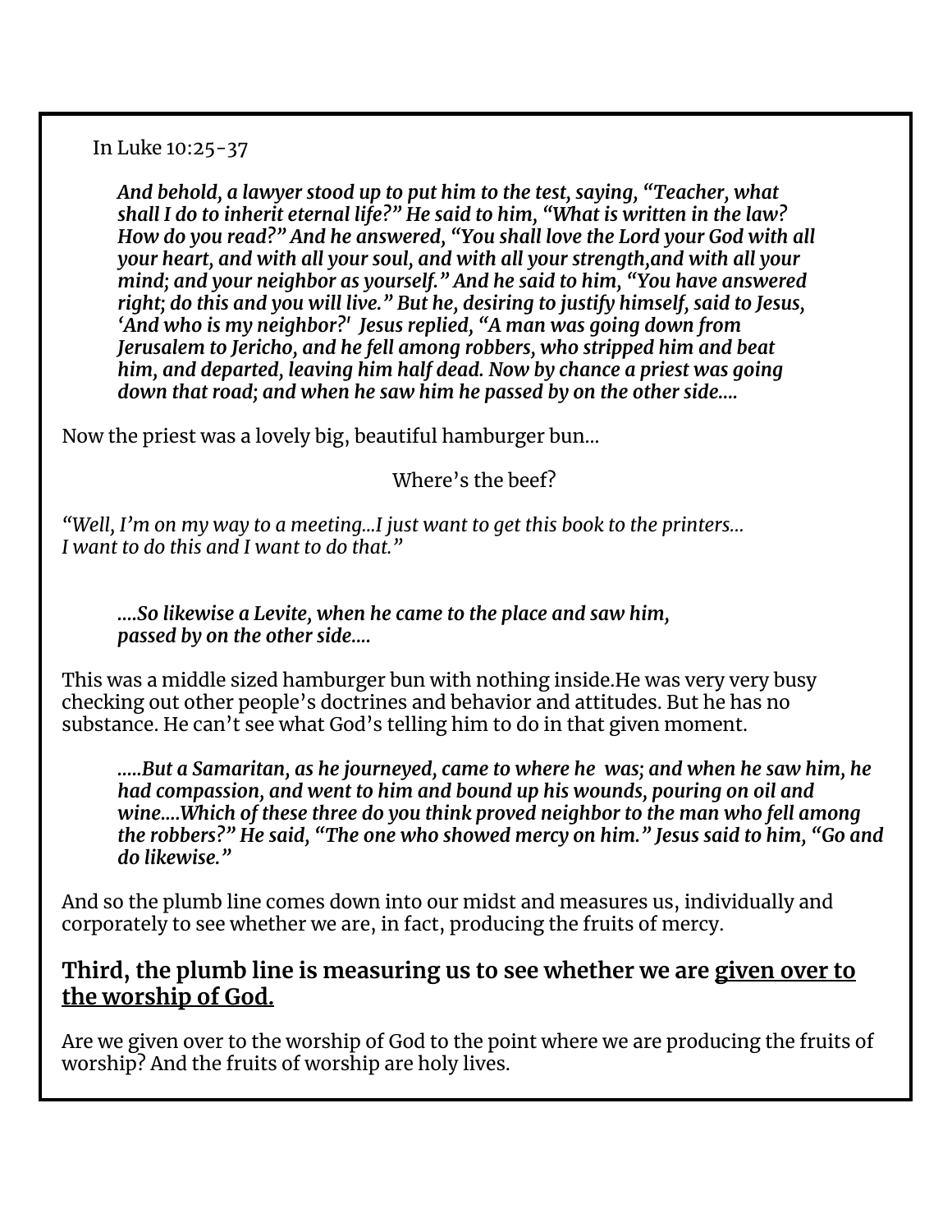In Luke 10:25-37

> ***And behold, a lawyer stood up to put him to the test, saying, "Teacher, what shall I do to inherit eternal life?" He said to him, "What is written in the law? How do you read?" And he answered, "You shall love the Lord your God with all your heart, and with all your soul, and with all your strength,and with all your mind; and your neighbor as yourself." And he said to him, "You have answered right; do this and you will live." But he, desiring to justify himself, said to Jesus, 'And who is my neighbor?' Jesus replied, "A man was going down from Jerusalem to Jericho, and he fell among robbers, who stripped him and beat him, and departed, leaving him half dead. Now by chance a priest was going down that road; and when he saw him he passed by on the other side....***

Now the priest was a lovely big, beautiful hamburger bun...

Where's the beef?

*"Well, I'm on my way to a meeting...I just want to get this book to the printers... I want to do this and I want to do that."*

> ***....So likewise a Levite, when he came to the place and saw him, passed by on the other side....***

This was a middle sized hamburger bun with nothing inside.He was very very busy checking out other people's doctrines and behavior and attitudes. But he has no substance. He can't see what God's telling him to do in that given moment.

> ***.....But a Samaritan, as he journeyed, came to where he was; and when he saw him, he had compassion, and went to him and bound up his wounds, pouring on oil and wine....Which of these three do you think proved neighbor to the man who fell among the robbers?" He said, "The one who showed mercy on him." Jesus said to him, "Go and do likewise."***

And so the plumb line comes down into our midst and measures us, individually and corporately to see whether we are, in fact, producing the fruits of mercy.

### Third, the plumb line is measuring us to see whether we are <u>given over to the worship of God.</u>

Are we given over to the worship of God to the point where we are producing the fruits of worship? And the fruits of worship are holy lives.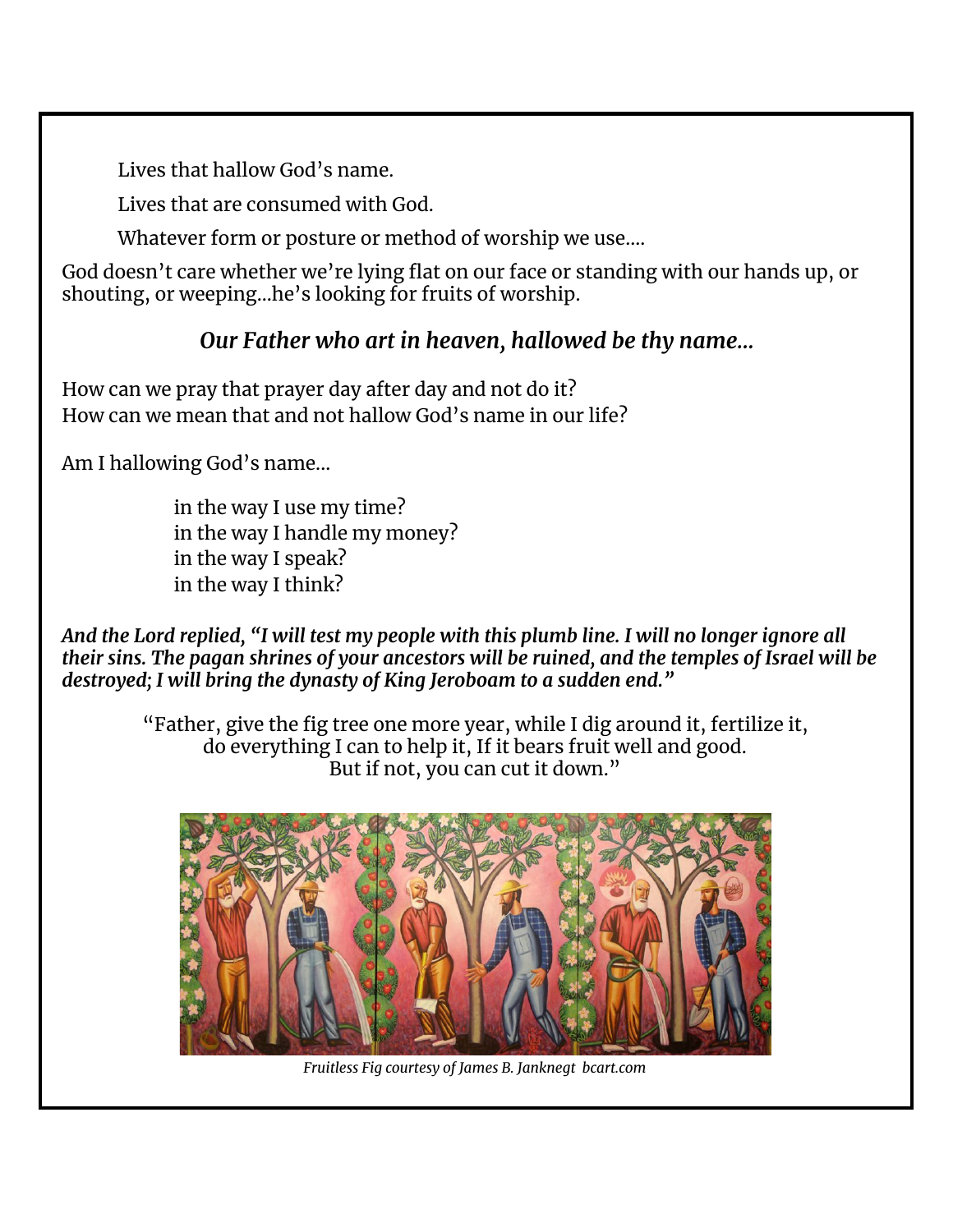Lives that hallow God's name.

Lives that are consumed with God.

Whatever form or posture or method of worship we use....

God doesn't care whether we're lying flat on our face or standing with our hands up, or shouting, or weeping...he's looking for fruits of worship.

***Our Father who art in heaven, hallowed be thy name...***

How can we pray that prayer day after day and not do it?
How can we mean that and not hallow God's name in our life?

Am I hallowing God's name...

in the way I use my time?
in the way I handle my money?
in the way I speak?
in the way I think?

***And the Lord replied, "I will test my people with this plumb line. I will no longer ignore all their sins. The pagan shrines of your ancestors will be ruined, and the temples of Israel will be destroyed; I will bring the dynasty of King Jeroboam to a sudden end."***

"Father, give the fig tree one more year, while I dig around it, fertilize it, do everything I can to help it, If it bears fruit well and good. But if not, you can cut it down."

*Fruitless Fig courtesy of James B. Janknegt bcart.com*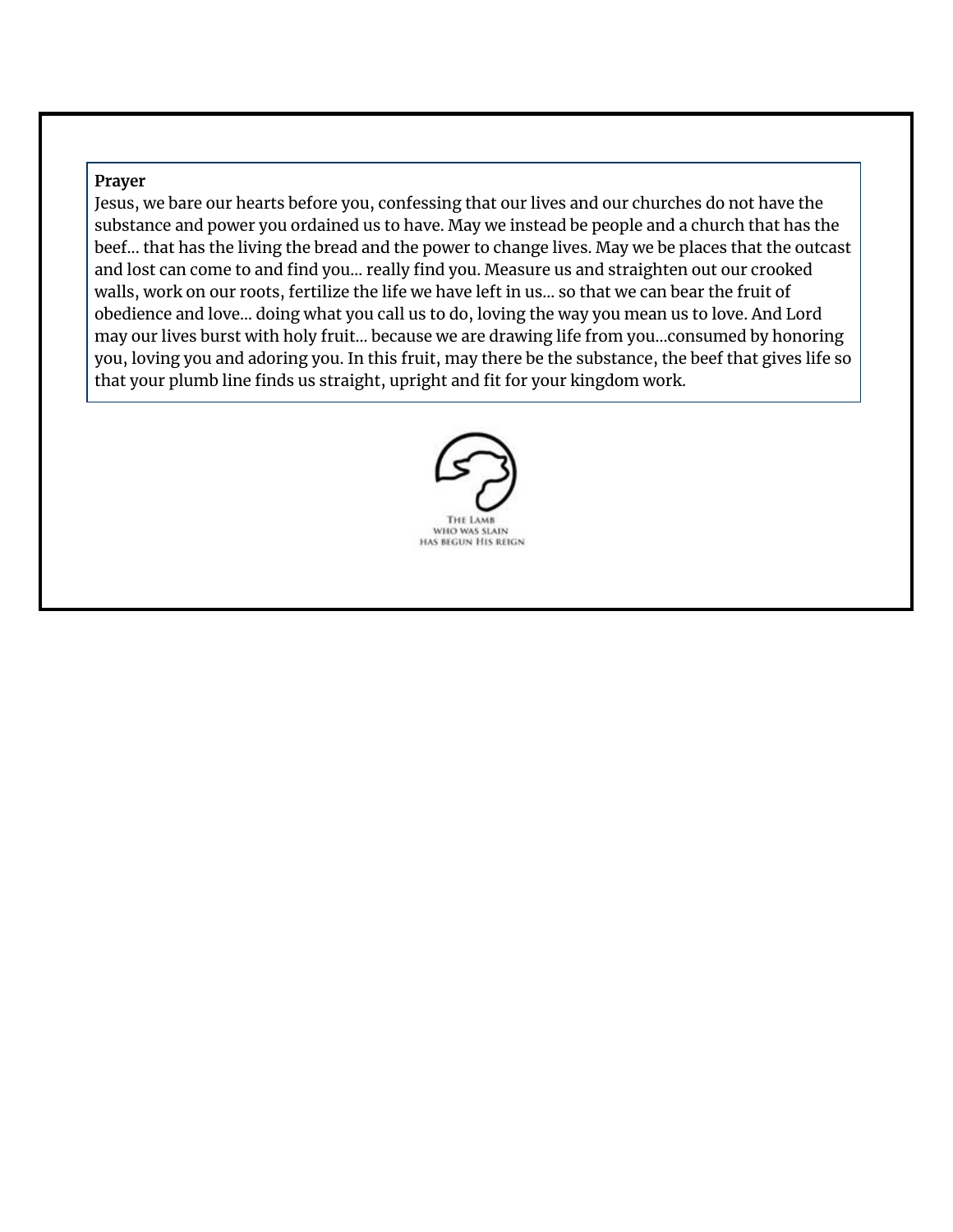**Prayer**

Jesus, we bare our hearts before you, confessing that our lives and our churches do not have the substance and power you ordained us to have. May we instead be people and a church that has the beef… that has the living the bread and the power to change lives. May we be places that the outcast and lost can come to and find you… really find you. Measure us and straighten out our crooked walls, work on our roots, fertilize the life we have left in us… so that we can bear the fruit of obedience and love… doing what you call us to do, loving the way you mean us to love. And Lord may our lives burst with holy fruit… because we are drawing life from you…consumed by honoring you, loving you and adoring you. In this fruit, may there be the substance, the beef that gives life so that your plumb line finds us straight, upright and fit for your kingdom work.

The Lamb
who was slain
has begun His reign